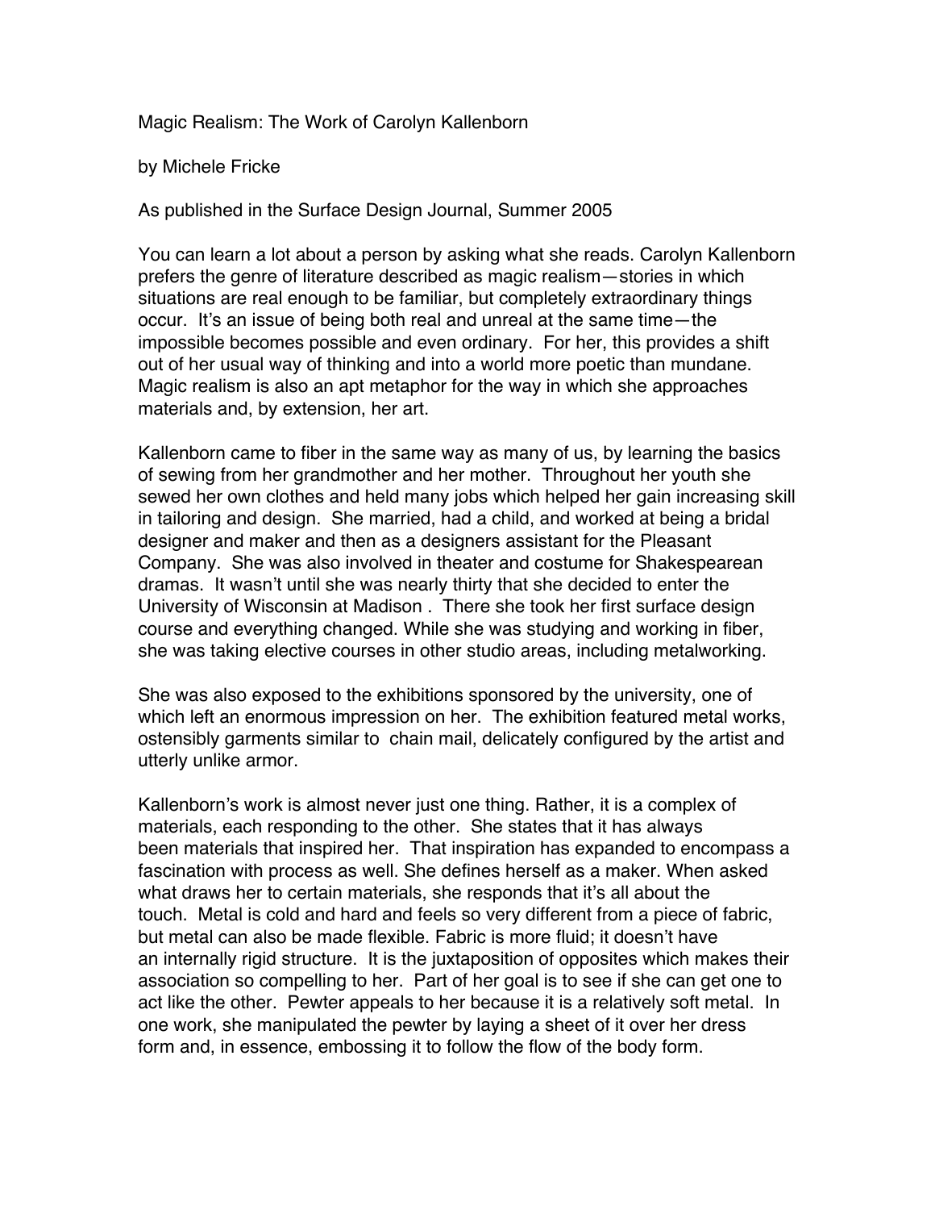# Magic Realism: The Work of Carolyn Kallenborn

by Michele Fricke

As published in the Surface Design Journal, Summer 2005

You can learn a lot about a person by asking what she reads. Carolyn Kallenborn prefers the genre of literature described as magic realism—stories in which situations are real enough to be familiar, but completely extraordinary things occur. It's an issue of being both real and unreal at the same time—the impossible becomes possible and even ordinary. For her, this provides a shift out of her usual way of thinking and into a world more poetic than mundane. Magic realism is also an apt metaphor for the way in which she approaches materials and, by extension, her art.

Kallenborn came to fiber in the same way as many of us, by learning the basics of sewing from her grandmother and her mother. Throughout her youth she sewed her own clothes and held many jobs which helped her gain increasing skill in tailoring and design. She married, had a child, and worked at being a bridal designer and maker and then as a designers assistant for the Pleasant Company. She was also involved in theater and costume for Shakespearean dramas. It wasn't until she was nearly thirty that she decided to enter the University of Wisconsin at Madison . There she took her first surface design course and everything changed. While she was studying and working in fiber, she was taking elective courses in other studio areas, including metalworking.

She was also exposed to the exhibitions sponsored by the university, one of which left an enormous impression on her. The exhibition featured metal works, ostensibly garments similar to chain mail, delicately configured by the artist and utterly unlike armor.

Kallenborn's work is almost never just one thing. Rather, it is a complex of materials, each responding to the other. She states that it has always been materials that inspired her. That inspiration has expanded to encompass a fascination with process as well. She defines herself as a maker. When asked what draws her to certain materials, she responds that it's all about the touch. Metal is cold and hard and feels so very different from a piece of fabric, but metal can also be made flexible. Fabric is more fluid; it doesn't have an internally rigid structure. It is the juxtaposition of opposites which makes their association so compelling to her. Part of her goal is to see if she can get one to act like the other. Pewter appeals to her because it is a relatively soft metal. In one work, she manipulated the pewter by laying a sheet of it over her dress form and, in essence, embossing it to follow the flow of the body form.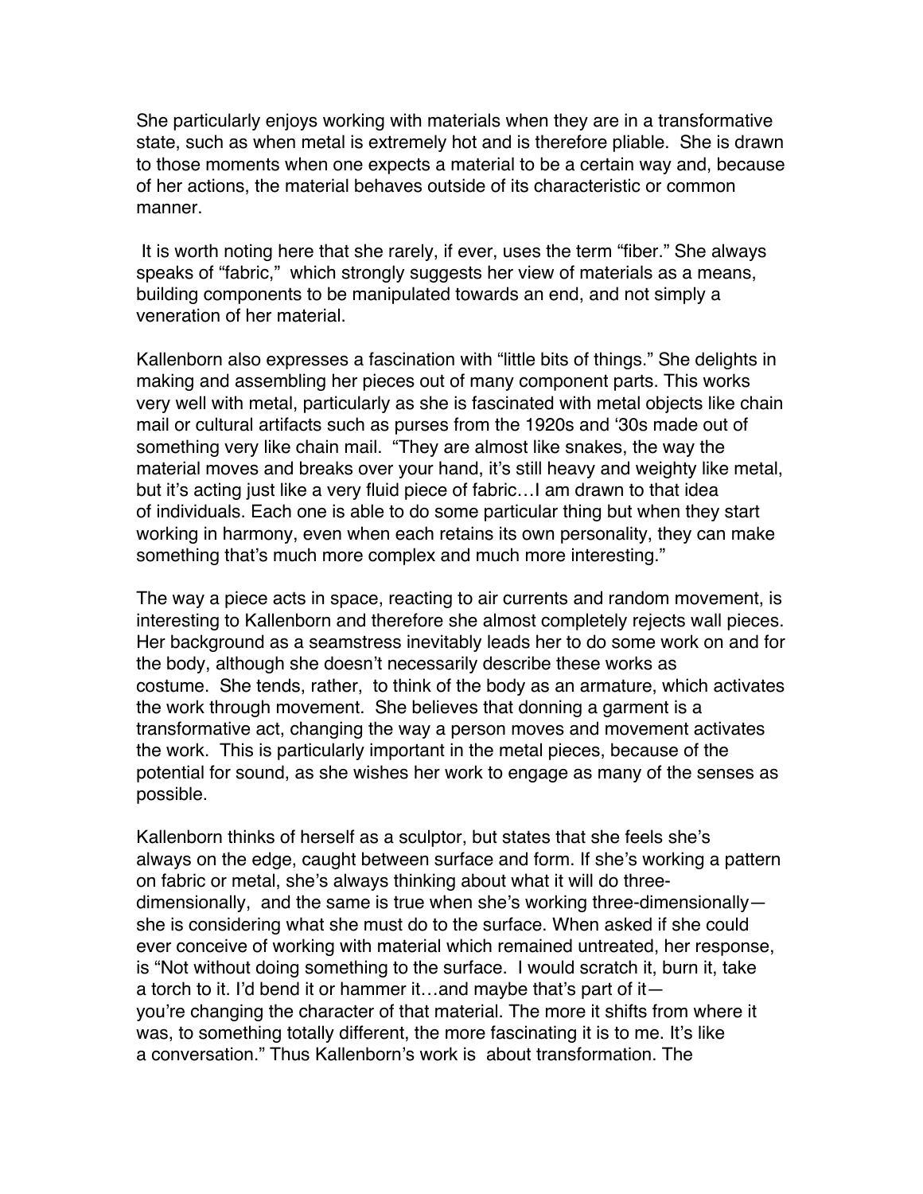She particularly enjoys working with materials when they are in a transformative state, such as when metal is extremely hot and is therefore pliable. She is drawn to those moments when one expects a material to be a certain way and, because of her actions, the material behaves outside of its characteristic or common manner.

It is worth noting here that she rarely, if ever, uses the term "fiber." She always speaks of "fabric," which strongly suggests her view of materials as a means, building components to be manipulated towards an end, and not simply a veneration of her material.

Kallenborn also expresses a fascination with "little bits of things." She delights in making and assembling her pieces out of many component parts. This works very well with metal, particularly as she is fascinated with metal objects like chain mail or cultural artifacts such as purses from the 1920s and '30s made out of something very like chain mail. "They are almost like snakes, the way the material moves and breaks over your hand, it's still heavy and weighty like metal, but it's acting just like a very fluid piece of fabric…I am drawn to that idea of individuals. Each one is able to do some particular thing but when they start working in harmony, even when each retains its own personality, they can make something that's much more complex and much more interesting."

The way a piece acts in space, reacting to air currents and random movement, is interesting to Kallenborn and therefore she almost completely rejects wall pieces. Her background as a seamstress inevitably leads her to do some work on and for the body, although she doesn't necessarily describe these works as costume. She tends, rather, to think of the body as an armature, which activates the work through movement. She believes that donning a garment is a transformative act, changing the way a person moves and movement activates the work. This is particularly important in the metal pieces, because of the potential for sound, as she wishes her work to engage as many of the senses as possible.

Kallenborn thinks of herself as a sculptor, but states that she feels she's always on the edge, caught between surface and form. If she's working a pattern on fabric or metal, she's always thinking about what it will do three-dimensionally, and the same is true when she's working three-dimensionally—she is considering what she must do to the surface. When asked if she could ever conceive of working with material which remained untreated, her response, is "Not without doing something to the surface. I would scratch it, burn it, take a torch to it. I'd bend it or hammer it…and maybe that's part of it—you're changing the character of that material. The more it shifts from where it was, to something totally different, the more fascinating it is to me. It's like a conversation." Thus Kallenborn's work is about transformation. The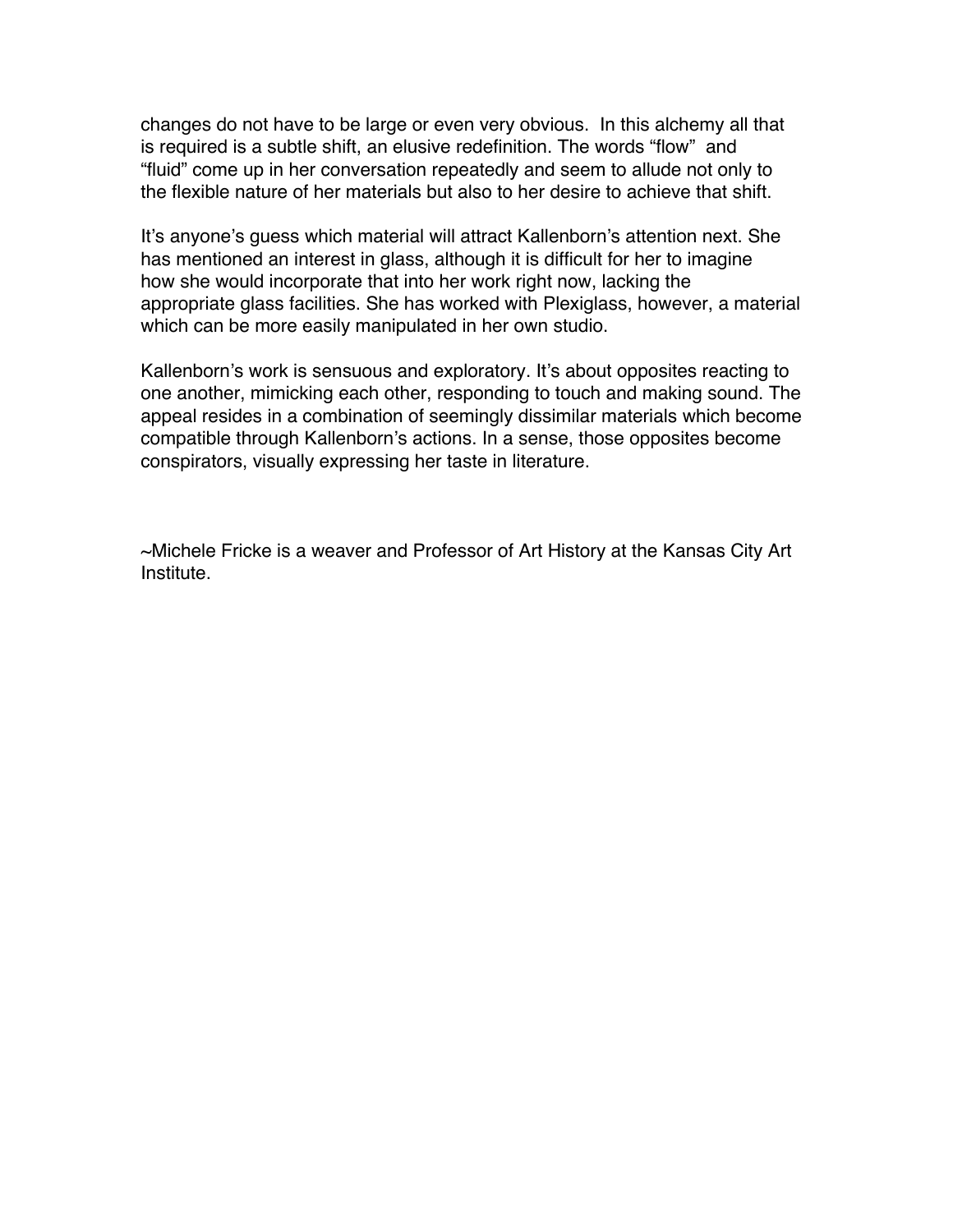changes do not have to be large or even very obvious. In this alchemy all that is required is a subtle shift, an elusive redefinition. The words "flow" and "fluid" come up in her conversation repeatedly and seem to allude not only to the flexible nature of her materials but also to her desire to achieve that shift.

It's anyone's guess which material will attract Kallenborn's attention next. She has mentioned an interest in glass, although it is difficult for her to imagine how she would incorporate that into her work right now, lacking the appropriate glass facilities. She has worked with Plexiglass, however, a material which can be more easily manipulated in her own studio.

Kallenborn's work is sensuous and exploratory. It's about opposites reacting to one another, mimicking each other, responding to touch and making sound. The appeal resides in a combination of seemingly dissimilar materials which become compatible through Kallenborn's actions. In a sense, those opposites become conspirators, visually expressing her taste in literature.

~Michele Fricke is a weaver and Professor of Art History at the Kansas City Art Institute.